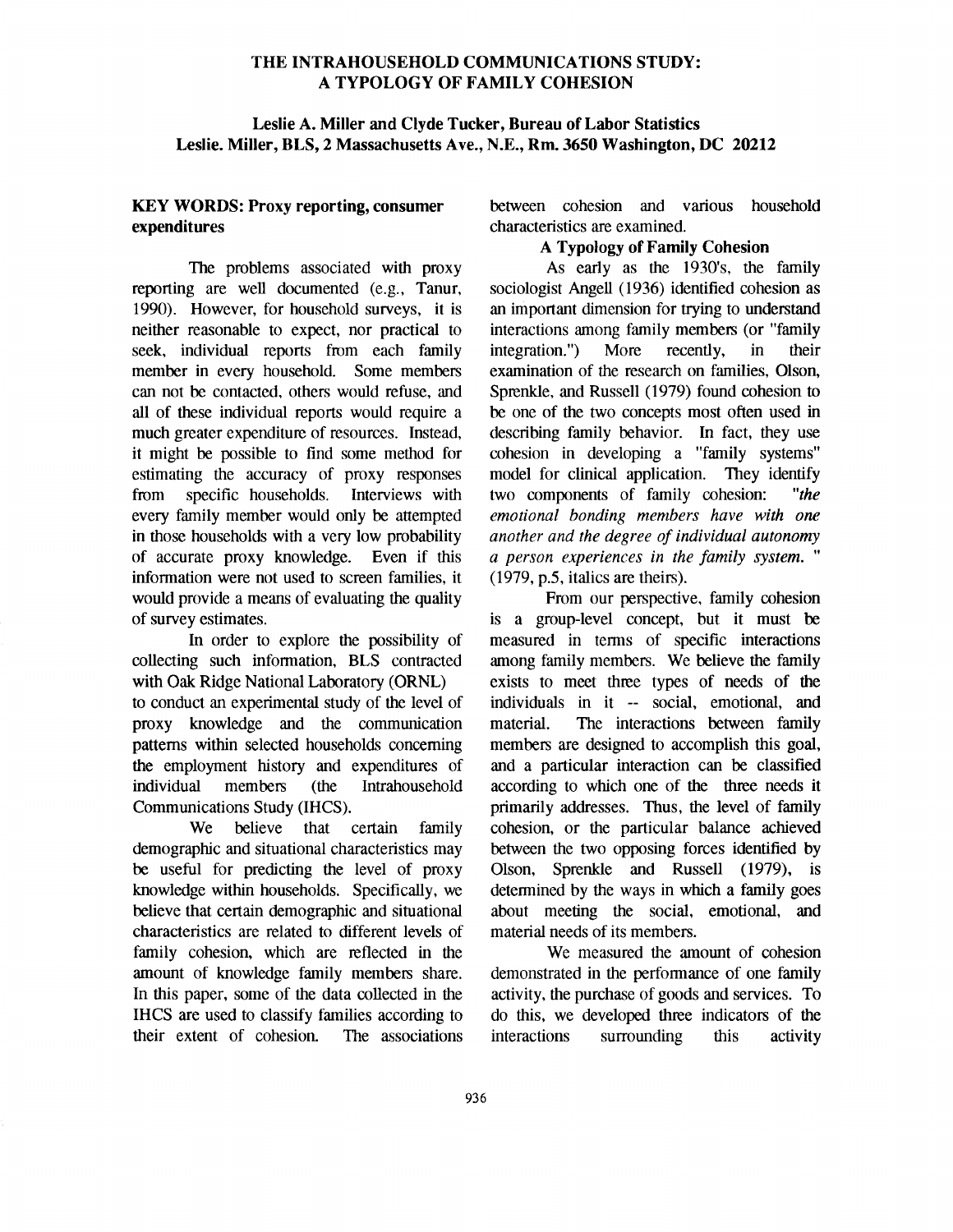# THE INTRAHOUSEHOLD COMMUNICATIONS STUDY: A TYPOLOGY OF FAMILY COHESION

**Leslie A. Miller and Clyde Tucker, Bureau of Labor Statistics**
**Leslie. Miller, BLS, 2 Massachusetts Ave., N.E., Rm. 3650 Washington, DC 20212**

**KEY WORDS: Proxy reporting, consumer expenditures**

The problems associated with proxy reporting are well documented (e.g., Tanur, 1990). However, for household surveys, it is neither reasonable to expect, nor practical to seek, individual reports from each family member in every household. Some members can not be contacted, others would refuse, and all of these individual reports would require a much greater expenditure of resources. Instead, it might be possible to find some method for estimating the accuracy of proxy responses from specific households. Interviews with every family member would only be attempted in those households with a very low probability of accurate proxy knowledge. Even if this information were not used to screen families, it would provide a means of evaluating the quality of survey estimates.

In order to explore the possibility of collecting such information, BLS contracted with Oak Ridge National Laboratory (ORNL) to conduct an experimental study of the level of proxy knowledge and the communication patterns within selected households concerning the employment history and expenditures of individual members (the Intrahousehold Communications Study (IHCS).

We believe that certain family demographic and situational characteristics may be useful for predicting the level of proxy knowledge within households. Specifically, we believe that certain demographic and situational characteristics are related to different levels of family cohesion, which are reflected in the amount of knowledge family members share. In this paper, some of the data collected in the IHCS are used to classify families according to their extent of cohesion. The associations between cohesion and various household characteristics are examined.

## A Typology of Family Cohesion

As early as the 1930's, the family sociologist Angell (1936) identified cohesion as an important dimension for trying to understand interactions among family members (or "family integration.") More recently, in their examination of the research on families, Olson, Sprenkle, and Russell (1979) found cohesion to be one of the two concepts most often used in describing family behavior. In fact, they use cohesion in developing a "family systems" model for clinical application. They identify two components of family cohesion: "*the emotional bonding members have with one another and the degree of individual autonomy a person experiences in the family system.* " (1979, p.5, italics are theirs).

From our perspective, family cohesion is a group-level concept, but it must be measured in terms of specific interactions among family members. We believe the family exists to meet three types of needs of the individuals in it -- social, emotional, and material. The interactions between family members are designed to accomplish this goal, and a particular interaction can be classified according to which one of the three needs it primarily addresses. Thus, the level of family cohesion, or the particular balance achieved between the two opposing forces identified by Olson, Sprenkle and Russell (1979), is determined by the ways in which a family goes about meeting the social, emotional, and material needs of its members.

We measured the amount of cohesion demonstrated in the performance of one family activity, the purchase of goods and services. To do this, we developed three indicators of the interactions surrounding this activity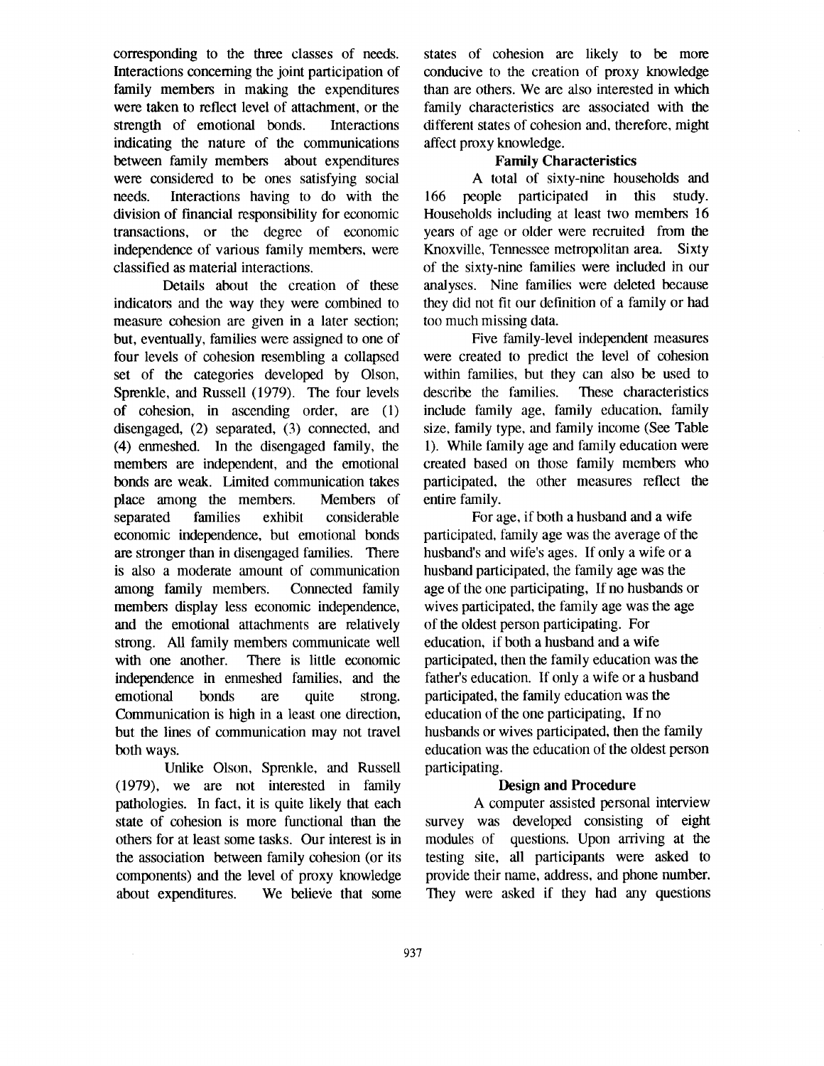corresponding to the three classes of needs. Interactions concerning the joint participation of family members in making the expenditures were taken to reflect level of attachment, or the strength of emotional bonds. Interactions indicating the nature of the communications between family members about expenditures were considered to be ones satisfying social needs. Interactions having to do with the division of financial responsibility for economic transactions, or the degree of economic independence of various family members, were classified as material interactions.

Details about the creation of these indicators and the way they were combined to measure cohesion are given in a later section; but, eventually, families were assigned to one of four levels of cohesion resembling a collapsed set of the categories developed by Olson, Sprenkle, and Russell (1979). The four levels of cohesion, in ascending order, are (1) disengaged, (2) separated, (3) connected, and (4) enmeshed. In the disengaged family, the members are independent, and the emotional bonds are weak. Limited communication takes place among the members. Members of separated families exhibit considerable economic independence, but emotional bonds are stronger than in disengaged families. There is also a moderate amount of communication among family members. Connected family members display less economic independence, and the emotional attachments are relatively strong. All family members communicate well with one another. There is little economic independence in enmeshed families, and the emotional bonds are quite strong. Communication is high in a least one direction, but the lines of communication may not travel both ways.

Unlike Olson, Sprenkle, and Russell (1979), we are not interested in family pathologies. In fact, it is quite likely that each state of cohesion is more functional than the others for at least some tasks. Our interest is in the association between family cohesion (or its components) and the level of proxy knowledge about expenditures. We believe that some states of cohesion are likely to be more conducive to the creation of proxy knowledge than are others. We are also interested in which family characteristics are associated with the different states of cohesion and, therefore, might affect proxy knowledge.

### Family Characteristics

A total of sixty-nine households and 166 people participated in this study. Households including at least two members 16 years of age or older were recruited from the Knoxville, Tennessee metropolitan area. Sixty of the sixty-nine families were included in our analyses. Nine families were deleted because they did not fit our definition of a family or had too much missing data.

Five family-level independent measures were created to predict the level of cohesion within families, but they can also be used to describe the families. These characteristics include family age, family education, family size, family type, and family income (See Table 1). While family age and family education were created based on those family members who participated, the other measures reflect the entire family.

For age, if both a husband and a wife participated, family age was the average of the husband's and wife's ages. If only a wife or a husband participated, the family age was the age of the one participating, If no husbands or wives participated, the family age was the age of the oldest person participating. For education, if both a husband and a wife participated, then the family education was the father's education. If only a wife or a husband participated, the family education was the education of the one participating, If no husbands or wives participated, then the family education was the education of the oldest person participating.

### Design and Procedure

A computer assisted personal interview survey was developed consisting of eight modules of questions. Upon arriving at the testing site, all participants were asked to provide their name, address, and phone number. They were asked if they had any questions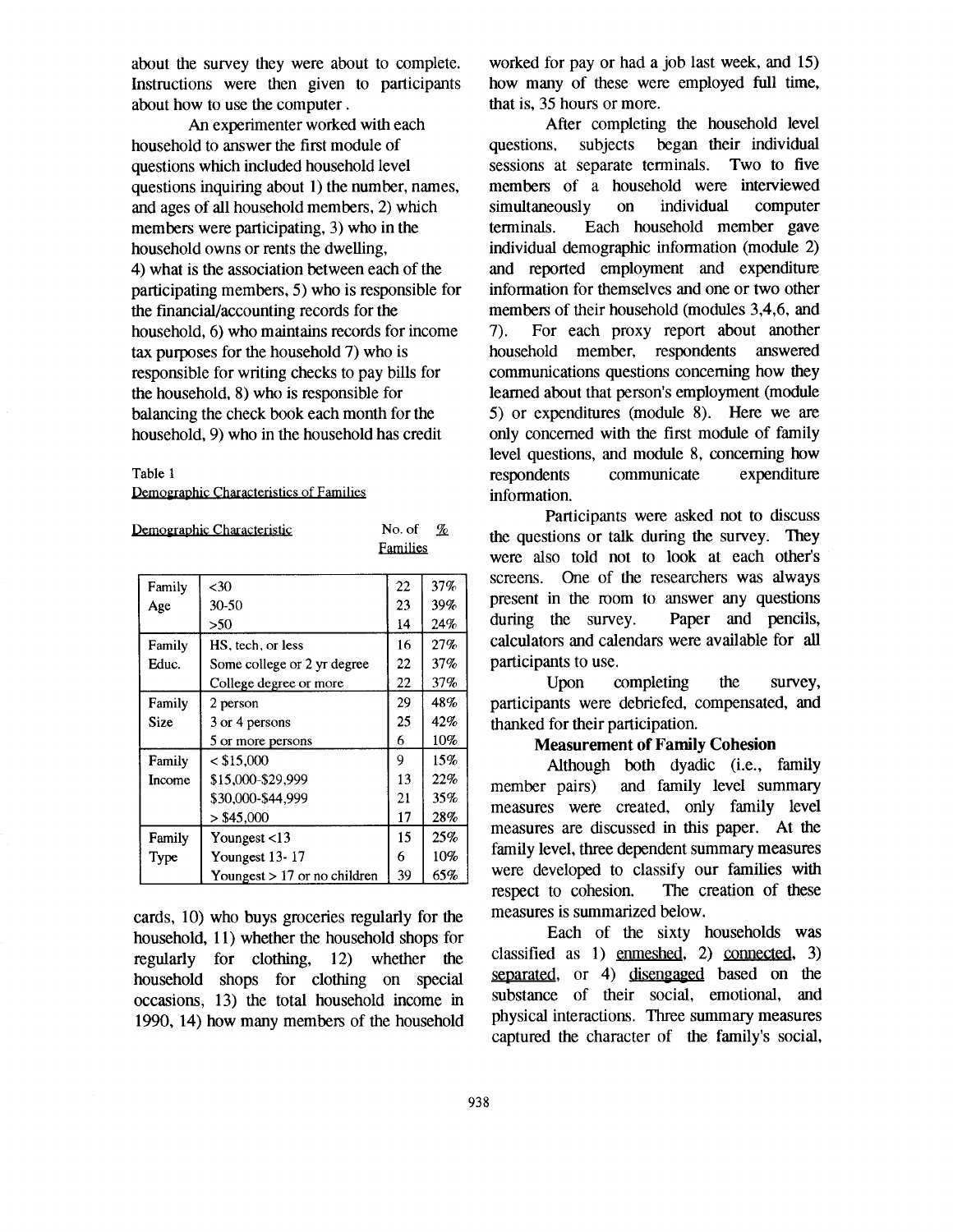about the survey they were about to complete. Instructions were then given to participants about how to use the computer.

An experimenter worked with each household to answer the first module of questions which included household level questions inquiring about 1) the number, names, and ages of all household members, 2) which members were participating, 3) who in the household owns or rents the dwelling, 4) what is the association between each of the participating members, 5) who is responsible for the financial/accounting records for the household, 6) who maintains records for income tax purposes for the household 7) who is responsible for writing checks to pay bills for the household, 8) who is responsible for balancing the check book each month for the household, 9) who in the household has credit cards, 10) who buys groceries regularly for the household, 11) whether the household shops for regularly for clothing, 12) whether the household shops for clothing on special occasions, 13) the total household income in 1990, 14) how many members of the household worked for pay or had a job last week, and 15) how many of these were employed full time, that is, 35 hours or more.

Table 1
Demographic Characteristics of Families

| Demographic Characteristic | | No. of Families | % |
|---|---|---|---|
| Family Age | <30 | 22 | 37% |
| | 30-50 | 23 | 39% |
| | >50 | 14 | 24% |
| Family Educ. | HS, tech, or less | 16 | 27% |
| | Some college or 2 yr degree | 22 | 37% |
| | College degree or more | 22 | 37% |
| Family Size | 2 person | 29 | 48% |
| | 3 or 4 persons | 25 | 42% |
| | 5 or more persons | 6 | 10% |
| Family Income | < $15,000 | 9 | 15% |
| | $15,000-$29,999 | 13 | 22% |
| | $30,000-$44,999 | 21 | 35% |
| | > $45,000 | 17 | 28% |
| Family Type | Youngest <13 | 15 | 25% |
| | Youngest 13- 17 | 6 | 10% |
| | Youngest > 17 or no children | 39 | 65% |

After completing the household level questions, subjects began their individual sessions at separate terminals. Two to five members of a household were interviewed simultaneously on individual computer terminals. Each household member gave individual demographic information (module 2) and reported employment and expenditure information for themselves and one or two other members of their household (modules 3,4,6, and 7). For each proxy report about another household member, respondents answered communications questions concerning how they learned about that person's employment (module 5) or expenditures (module 8). Here we are only concerned with the first module of family level questions, and module 8, concerning how respondents communicate expenditure information.

Participants were asked not to discuss the questions or talk during the survey. They were also told not to look at each other's screens. One of the researchers was always present in the room to answer any questions during the survey. Paper and pencils, calculators and calendars were available for all participants to use.

Upon completing the survey, participants were debriefed, compensated, and thanked for their participation.

### Measurement of Family Cohesion

Although both dyadic (i.e., family member pairs) and family level summary measures were created, only family level measures are discussed in this paper. At the family level, three dependent summary measures were developed to classify our families with respect to cohesion. The creation of these measures is summarized below.

Each of the sixty households was classified as 1) enmeshed, 2) connected, 3) separated, or 4) disengaged based on the substance of their social, emotional, and physical interactions. Three summary measures captured the character of the family's social,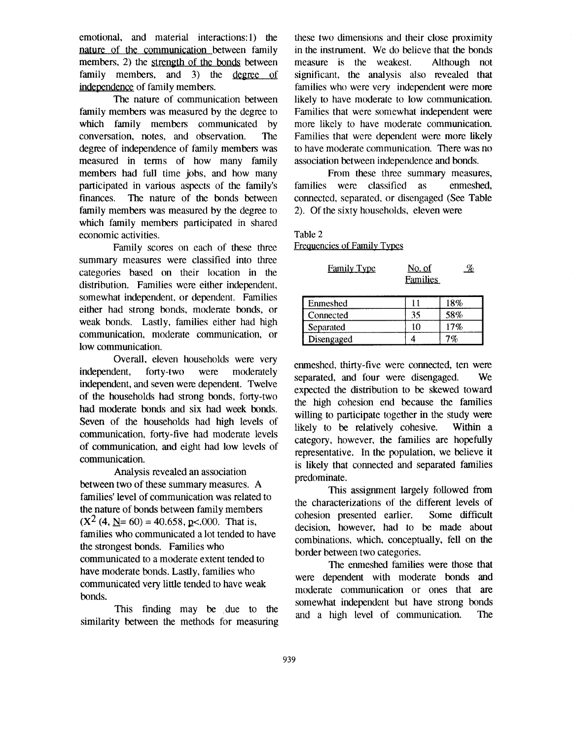emotional, and material interactions: 1) the nature of the communication between family members, 2) the strength of the bonds between family members, and 3) the degree of independence of family members.

The nature of communication between family members was measured by the degree to which family members communicated by conversation, notes, and observation. The degree of independence of family members was measured in terms of how many family members had full time jobs, and how many participated in various aspects of the family's finances. The nature of the bonds between family members was measured by the degree to which family members participated in shared economic activities.

Family scores on each of these three summary measures were classified into three categories based on their location in the distribution. Families were either independent, somewhat independent, or dependent. Families either had strong bonds, moderate bonds, or weak bonds. Lastly, families either had high communication, moderate communication, or low communication.

Overall, eleven households were very independent, forty-two were moderately independent, and seven were dependent. Twelve of the households had strong bonds, forty-two had moderate bonds and six had week bonds. Seven of the households had high levels of communication, forty-five had moderate levels of communication, and eight had low levels of communication.

Analysis revealed an association between two of these summary measures. A families' level of communication was related to the nature of bonds between family members ($X^2$ (4, N= 60) = 40.658, p<.000. That is, families who communicated a lot tended to have the strongest bonds. Families who communicated to a moderate extent tended to have moderate bonds. Lastly, families who communicated very little tended to have weak bonds.

This finding may be due to the similarity between the methods for measuring these two dimensions and their close proximity in the instrument. We do believe that the bonds measure is the weakest. Although not significant, the analysis also revealed that families who were very independent were more likely to have moderate to low communication. Families that were somewhat independent were more likely to have moderate communication. Families that were dependent were more likely to have moderate communication. There was no association between independence and bonds.

From these three summary measures, families were classified as enmeshed, connected, separated, or disengaged (See Table 2). Of the sixty households, eleven were enmeshed, thirty-five were connected, ten were separated, and four were disengaged. We expected the distribution to be skewed toward the high cohesion end because the families willing to participate together in the study were likely to be relatively cohesive. Within a category, however, the families are hopefully representative. In the population, we believe it is likely that connected and separated families predominate.

Table 2
Frequencies of Family Types

| Family Type | No. of Families | % |
|---|---|---|
| Enmeshed | 11 | 18% |
| Connected | 35 | 58% |
| Separated | 10 | 17% |
| Disengaged | 4 | 7% |

This assignment largely followed from the characterizations of the different levels of cohesion presented earlier. Some difficult decision, however, had to be made about combinations, which, conceptually, fell on the border between two categories.

The enmeshed families were those that were dependent with moderate bonds and moderate communication or ones that are somewhat independent but have strong bonds and a high level of communication. The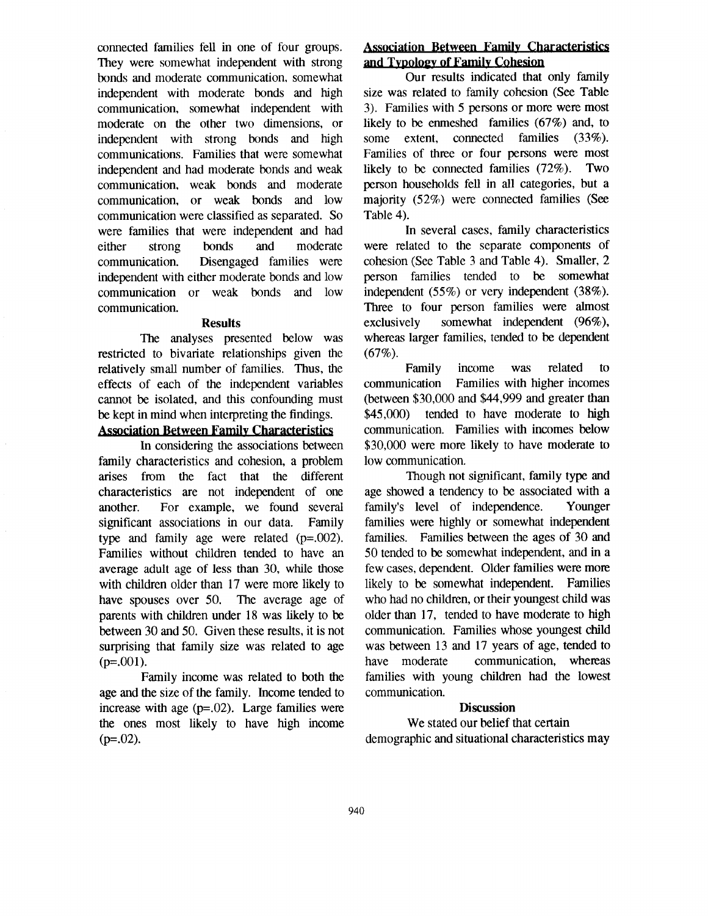connected families fell in one of four groups. They were somewhat independent with strong bonds and moderate communication, somewhat independent with moderate bonds and high communication, somewhat independent with moderate on the other two dimensions, or independent with strong bonds and high communications. Families that were somewhat independent and had moderate bonds and weak communication, weak bonds and moderate communication, or weak bonds and low communication were classified as separated. So were families that were independent and had either strong bonds and moderate communication. Disengaged families were independent with either moderate bonds and low communication or weak bonds and low communication.

## Results

The analyses presented below was restricted to bivariate relationships given the relatively small number of families. Thus, the effects of each of the independent variables cannot be isolated, and this confounding must be kept in mind when interpreting the findings.

### Association Between Family Characteristics

In considering the associations between family characteristics and cohesion, a problem arises from the fact that the different characteristics are not independent of one another. For example, we found several significant associations in our data. Family type and family age were related ($p=.002$). Families without children tended to have an average adult age of less than 30, while those with children older than 17 were more likely to have spouses over 50. The average age of parents with children under 18 was likely to be between 30 and 50. Given these results, it is not surprising that family size was related to age ($p=.001$).

Family income was related to both the age and the size of the family. Income tended to increase with age ($p=.02$). Large families were the ones most likely to have high income ($p=.02$).

### Association Between Family Characteristics and Typology of Family Cohesion

Our results indicated that only family size was related to family cohesion (See Table 3). Families with 5 persons or more were most likely to be enmeshed families (67%) and, to some extent, connected families (33%). Families of three or four persons were most likely to be connected families (72%). Two person households fell in all categories, but a majority (52%) were connected families (See Table 4).

In several cases, family characteristics were related to the separate components of cohesion (See Table 3 and Table 4). Smaller, 2 person families tended to be somewhat independent (55%) or very independent (38%). Three to four person families were almost exclusively somewhat independent (96%), whereas larger families, tended to be dependent (67%).

Family income was related to communication Families with higher incomes (between $30,000 and $44,999 and greater than $45,000) tended to have moderate to high communication. Families with incomes below $30,000 were more likely to have moderate to low communication.

Though not significant, family type and age showed a tendency to be associated with a family's level of independence. Younger families were highly or somewhat independent families. Families between the ages of 30 and 50 tended to be somewhat independent, and in a few cases, dependent. Older families were more likely to be somewhat independent. Families who had no children, or their youngest child was older than 17, tended to have moderate to high communication. Families whose youngest child was between 13 and 17 years of age, tended to have moderate communication, whereas families with young children had the lowest communication.

## Discussion

We stated our belief that certain demographic and situational characteristics may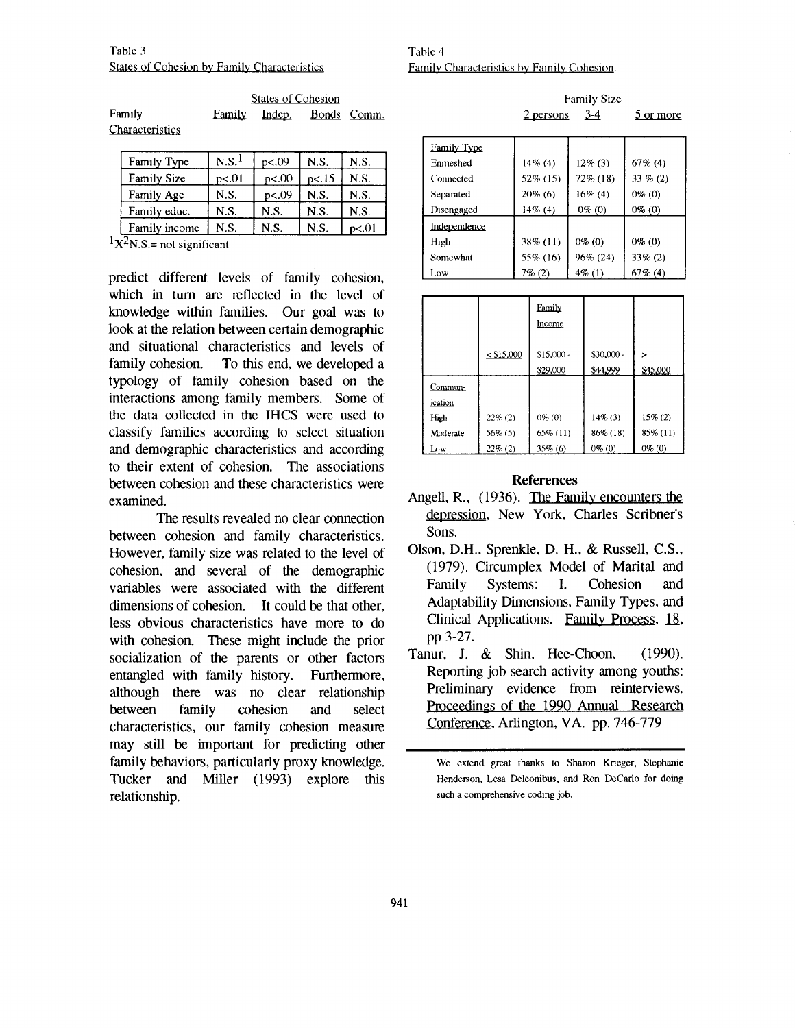Table 3
States of Cohesion by Family Characteristics

| Family Characteristics | States of Cohesion | | | |
|---|---|---|---|---|
| | Family | Indep. | Bonds | Comm. |
| Family Type | N.S.[1] | p<.09 | N.S. | N.S. |
| Family Size | p<.01 | p<.00 | p<.15 | N.S. |
| Family Age | N.S. | p<.09 | N.S. | N.S. |
| Family educ. | N.S. | N.S. | N.S. | N.S. |
| Family income | N.S. | N.S. | N.S. | p<.01 |

[1] $X^2$ N.S.= not significant

predict different levels of family cohesion, which in turn are reflected in the level of knowledge within families. Our goal was to look at the relation between certain demographic and situational characteristics and levels of family cohesion. To this end, we developed a typology of family cohesion based on the interactions among family members. Some of the data collected in the IHCS were used to classify families according to select situation and demographic characteristics and according to their extent of cohesion. The associations between cohesion and these characteristics were examined.

The results revealed no clear connection between cohesion and family characteristics. However, family size was related to the level of cohesion, and several of the demographic variables were associated with the different dimensions of cohesion. It could be that other, less obvious characteristics have more to do with cohesion. These might include the prior socialization of the parents or other factors entangled with family history. Furthermore, although there was no clear relationship between family cohesion and select characteristics, our family cohesion measure may still be important for predicting other family behaviors, particularly proxy knowledge. Tucker and Miller (1993) explore this relationship.

Table 4
Family Characteristics by Family Cohesion.

| | Family Size | | |
|---|---|---|---|
| | 2 persons | 3-4 | 5 or more |
| **Family Type** | | | |
| Enmeshed | 14% (4) | 12% (3) | 67% (4) |
| Connected | 52% (15) | 72% (18) | 33 % (2) |
| Separated | 20% (6) | 16% (4) | 0% (0) |
| Disengaged | 14% (4) | 0% (0) | 0% (0) |
| **Independence** | | | |
| High | 38% (11) | 0% (0) | 0% (0) |
| Somewhat | 55% (16) | 96% (24) | 33% (2) |
| Low | 7% (2) | 4% (1) | 67% (4) |

| | Family Income | | | |
|---|---|---|---|---|
| | < $15,000 | $15,000 - $29,000 | $30,000 - $44,999 | ≥ $45,000 |
| **Communication** | | | | |
| High | 22% (2) | 0% (0) | 14% (3) | 15% (2) |
| Moderate | 56% (5) | 65% (11) | 86% (18) | 85% (11) |
| Low | 22% (2) | 35% (6) | 0% (0) | 0% (0) |

## References

Angell, R., (1936). The Family encounters the depression, New York, Charles Scribner's Sons.

Olson, D.H., Sprenkle, D. H., & Russell, C.S., (1979). Circumplex Model of Marital and Family Systems: I. Cohesion and Adaptability Dimensions, Family Types, and Clinical Applications. Family Process, 18, pp 3-27.

Tanur, J. & Shin, Hee-Choon, (1990). Reporting job search activity among youths: Preliminary evidence from reinterviews. Proceedings of the 1990 Annual Research Conference, Arlington, VA. pp. 746-779

---

We extend great thanks to Sharon Krieger, Stephanie Henderson, Lesa Deleonibus, and Ron DeCarlo for doing such a comprehensive coding job.